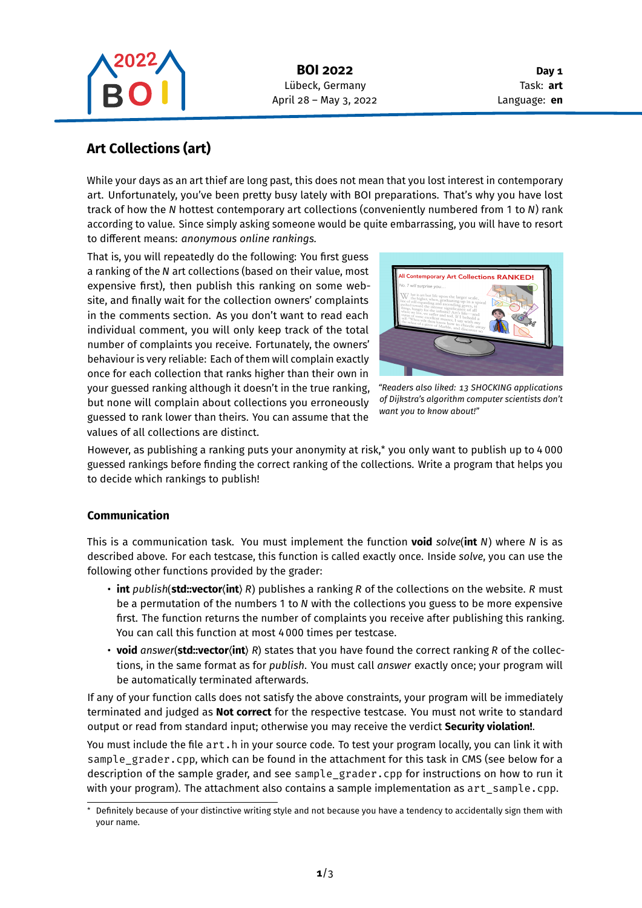# Art Collections (art)

While your days as an art thief are long past, this does not mean that you lost interest in contemporary art. Unfortunately, you've been pretty busy lately with BOI preparations. That's why you have lost track of how the $N$ hottest contemporary art collections (conveniently numbered from 1 to $N$) rank according to value. Since simply asking someone would be quite embarrassing, you will have to resort to different means: *anonymous online rankings*.

That is, you will repeatedly do the following: You first guess a ranking of the $N$ art collections (based on their value, most expensive first), then publish this ranking on some website, and finally wait for the collection owners' complaints in the comments section. As you don't want to read each individual comment, you will only keep track of the total number of complaints you receive. Fortunately, the owners' behaviour is very reliable: Each of them will complain exactly once for each collection that ranks higher than their own in your guessed ranking although it doesn't in the true ranking, but none will complain about collections you erroneously guessed to rank lower than theirs. You can assume that the values of all collections are distinct.

*"Readers also liked: 13 SHOCKING applications of Dijkstra's algorithm computer scientists don't want you to know about!"*

However, as publishing a ranking puts your anonymity at risk,[*] you only want to publish up to 4 000 guessed rankings before finding the correct ranking of the collections. Write a program that helps you to decide which rankings to publish!

### Communication

This is a communication task. You must implement the function **void** *solve*(**int** $N$) where $N$ is as described above. For each testcase, this function is called exactly once. Inside *solve*, you can use the following other functions provided by the grader:

- **int** *publish*(**std::vector**⟨**int**⟩ $R$) publishes a ranking $R$ of the collections on the website. $R$ must be a permutation of the numbers 1 to $N$ with the collections you guess to be more expensive first. The function returns the number of complaints you receive after publishing this ranking. You can call this function at most 4 000 times per testcase.
- **void** *answer*(**std::vector**⟨**int**⟩ $R$) states that you have found the correct ranking $R$ of the collections, in the same format as for *publish*. You must call *answer* exactly once; your program will be automatically terminated afterwards.

If any of your function calls does not satisfy the above constraints, your program will be immediately terminated and judged as **Not correct** for the respective testcase. You must not write to standard output or read from standard input; otherwise you may receive the verdict **Security violation!**.

You must include the file `art.h` in your source code. To test your program locally, you can link it with `sample_grader.cpp`, which can be found in the attachment for this task in CMS (see below for a description of the sample grader, and see `sample_grader.cpp` for instructions on how to run it with your program). The attachment also contains a sample implementation as `art_sample.cpp`.

[*] Definitely because of your distinctive writing style and not because you have a tendency to accidentally sign them with your name.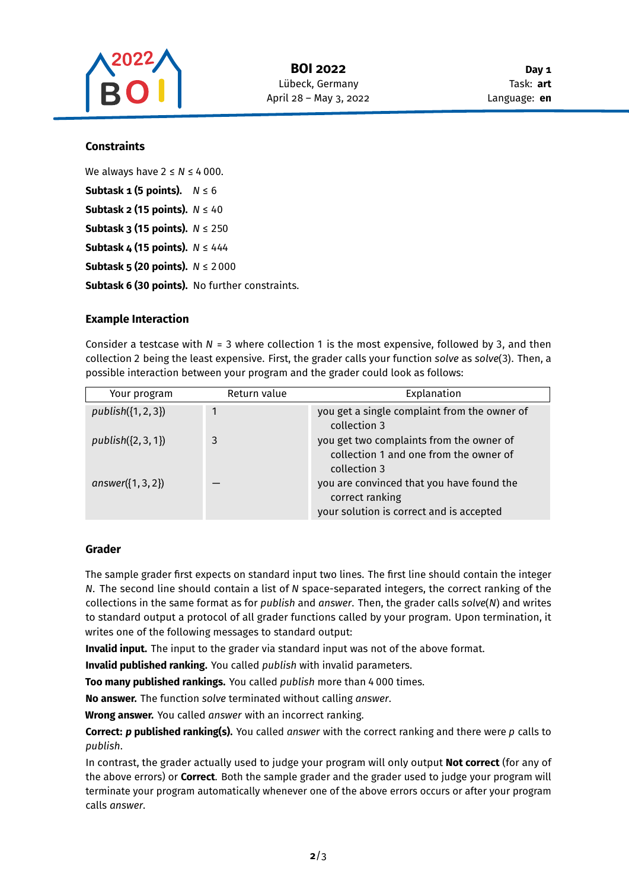### Constraints

We always have $2 \leq N \leq 4\,000$.

**Subtask 1 (5 points).** $N \leq 6$

**Subtask 2 (15 points).** $N \leq 40$

**Subtask 3 (15 points).** $N \leq 250$

**Subtask 4 (15 points).** $N \leq 444$

**Subtask 5 (20 points).** $N \leq 2\,000$

**Subtask 6 (30 points).** No further constraints.

### Example Interaction

Consider a testcase with $N = 3$ where collection 1 is the most expensive, followed by 3, and then collection 2 being the least expensive. First, the grader calls your function *solve* as *solve*(3). Then, a possible interaction between your program and the grader could look as follows:

| Your program | Return value | Explanation |
|---|---|---|
| *publish*({1, 2, 3}) | 1 | you get a single complaint from the owner of collection 3 |
| *publish*({2, 3, 1}) | 3 | you get two complaints from the owner of collection 1 and one from the owner of collection 3 |
| *answer*({1, 3, 2}) | — | you are convinced that you have found the correct ranking<br>your solution is correct and is accepted |

### Grader

The sample grader first expects on standard input two lines. The first line should contain the integer $N$. The second line should contain a list of $N$ space-separated integers, the correct ranking of the collections in the same format as for *publish* and *answer*. Then, the grader calls *solve*($N$) and writes to standard output a protocol of all grader functions called by your program. Upon termination, it writes one of the following messages to standard output:

**Invalid input.** The input to the grader via standard input was not of the above format.

**Invalid published ranking.** You called *publish* with invalid parameters.

**Too many published rankings.** You called *publish* more than 4 000 times.

**No answer.** The function *solve* terminated without calling *answer*.

**Wrong answer.** You called *answer* with an incorrect ranking.

**Correct: *p* published ranking(s).** You called *answer* with the correct ranking and there were $p$ calls to *publish*.

In contrast, the grader actually used to judge your program will only output **Not correct** (for any of the above errors) or **Correct**. Both the sample grader and the grader used to judge your program will terminate your program automatically whenever one of the above errors occurs or after your program calls *answer*.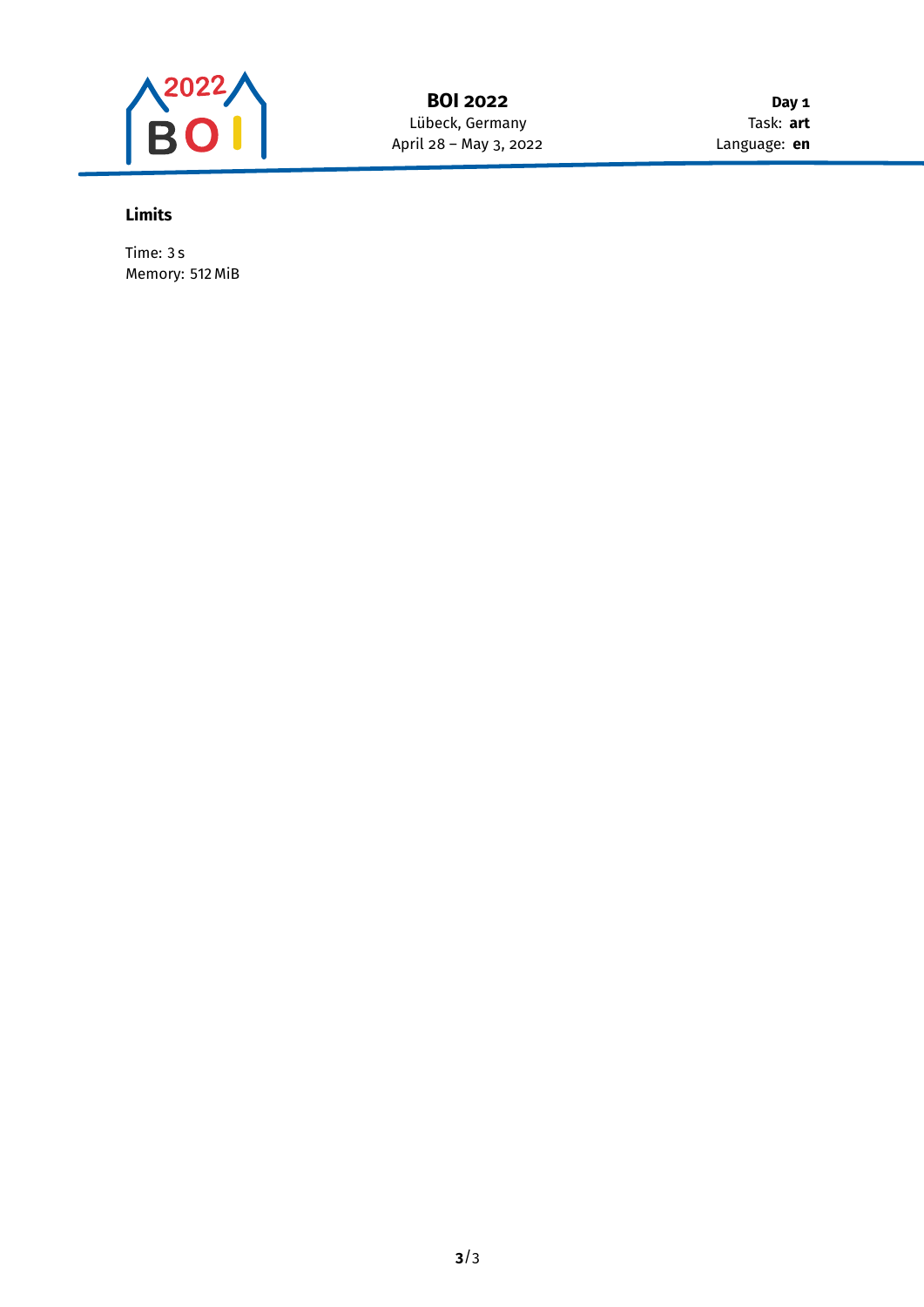### Limits

Time: 3 s
Memory: 512 MiB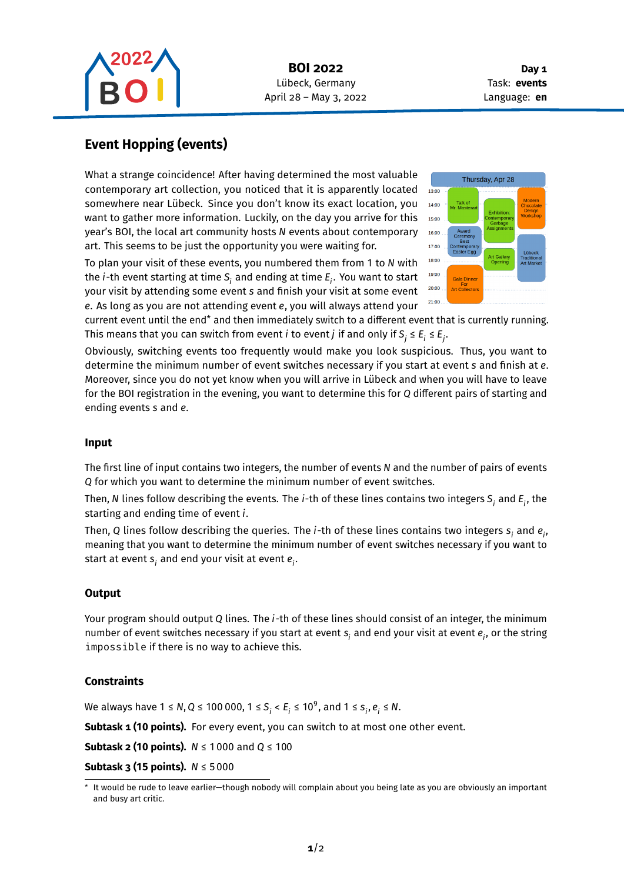# Event Hopping (events)

What a strange coincidence! After having determined the most valuable contemporary art collection, you noticed that it is apparently located somewhere near Lübeck. Since you don't know its exact location, you want to gather more information. Luckily, on the day you arrive for this year's BOI, the local art community hosts $N$ events about contemporary art. This seems to be just the opportunity you were waiting for.

To plan your visit of these events, you numbered them from 1 to $N$ with the $i$-th event starting at time $S_i$ and ending at time $E_i$. You want to start your visit by attending some event $s$ and finish your visit at some event $e$. As long as you are not attending event $e$, you will always attend your current event until the end* and then immediately switch to a different event that is currently running. This means that you can switch from event $i$ to event $j$ if and only if $S_j \le E_i \le E_j$.

Obviously, switching events too frequently would make you look suspicious. Thus, you want to determine the minimum number of event switches necessary if you start at event $s$ and finish at $e$. Moreover, since you do not yet know when you will arrive in Lübeck and when you will have to leave for the BOI registration in the evening, you want to determine this for $Q$ different pairs of starting and ending events $s$ and $e$.

## Input

The first line of input contains two integers, the number of events $N$ and the number of pairs of events $Q$ for which you want to determine the minimum number of event switches.

Then, $N$ lines follow describing the events. The $i$-th of these lines contains two integers $S_i$ and $E_i$, the starting and ending time of event $i$.

Then, $Q$ lines follow describing the queries. The $i$-th of these lines contains two integers $s_i$ and $e_i$, meaning that you want to determine the minimum number of event switches necessary if you want to start at event $s_i$ and end your visit at event $e_i$.

## Output

Your program should output $Q$ lines. The $i$-th of these lines should consist of an integer, the minimum number of event switches necessary if you start at event $s_i$ and end your visit at event $e_i$, or the string `impossible` if there is no way to achieve this.

## Constraints

We always have $1 \le N, Q \le 100\,000$, $1 \le S_i < E_i \le 10^9$, and $1 \le s_i, e_i \le N$.

**Subtask 1 (10 points).** For every event, you can switch to at most one other event.

**Subtask 2 (10 points).** $N \le 1\,000$ and $Q \le 100$

**Subtask 3 (15 points).** $N \le 5\,000$

* It would be rude to leave earlier—though nobody will complain about you being late as you are obviously an important and busy art critic.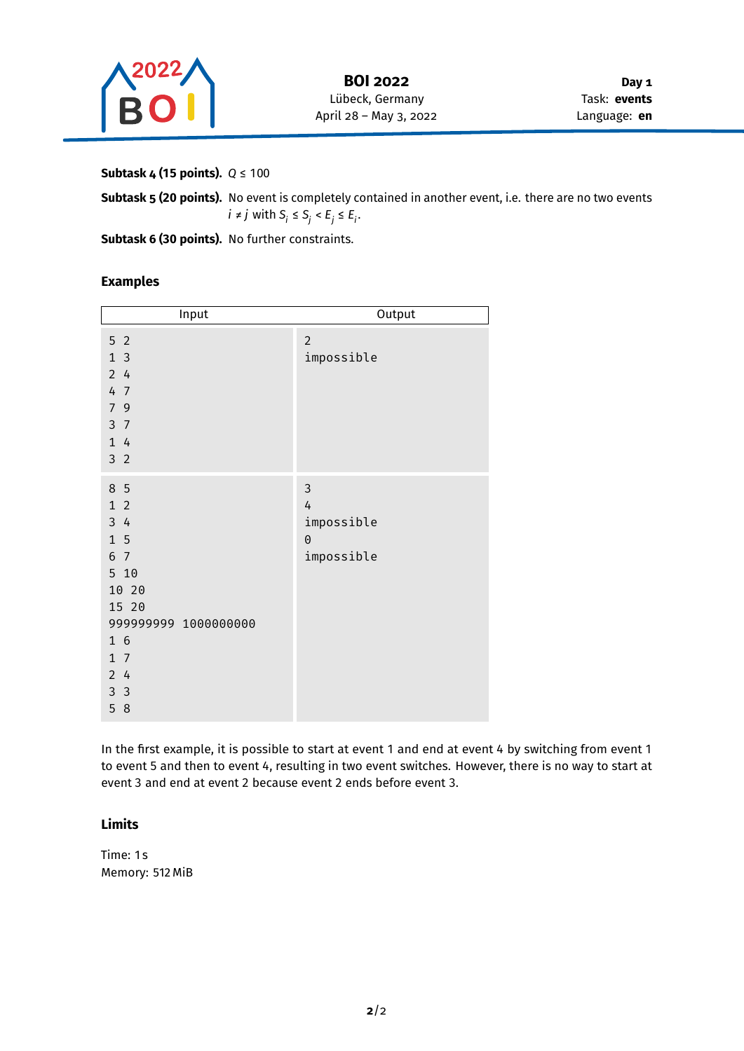**Subtask 4 (15 points).** $Q \leq 100$

**Subtask 5 (20 points).** No event is completely contained in another event, i.e. there are no two events $i \neq j$ with $S_i \leq S_j < E_j \leq E_i$.

**Subtask 6 (30 points).** No further constraints.

## Examples

| Input | Output |
|---|---|
| <pre>5 2<br>1 3<br>2 4<br>4 7<br>7 9<br>3 7<br>1 4<br>3 2</pre> | <pre>2<br>impossible</pre> |
| <pre>8 5<br>1 2<br>3 4<br>1 5<br>6 7<br>5 10<br>10 20<br>15 20<br>999999999 1000000000<br>1 6<br>1 7<br>2 4<br>3 3<br>5 8</pre> | <pre>3<br>4<br>impossible<br>0<br>impossible</pre> |

In the first example, it is possible to start at event 1 and end at event 4 by switching from event 1 to event 5 and then to event 4, resulting in two event switches. However, there is no way to start at event 3 and end at event 2 because event 2 ends before event 3.

## Limits

Time: 1 s
Memory: 512 MiB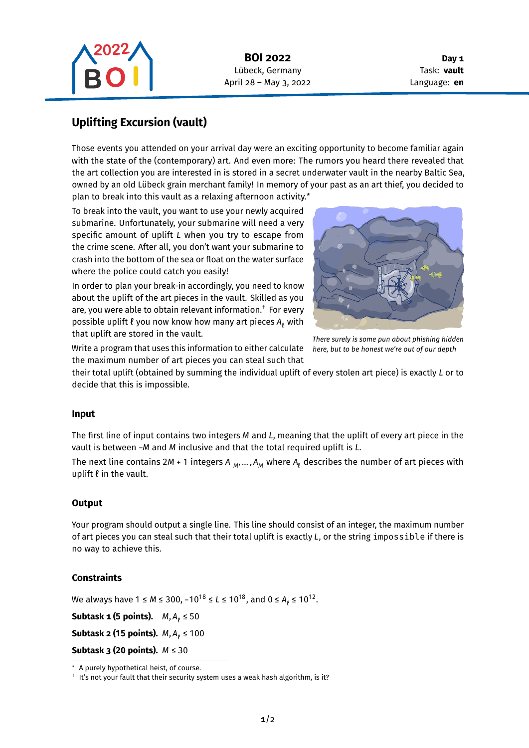# Uplifting Excursion (vault)

Those events you attended on your arrival day were an exciting opportunity to become familiar again with the state of the (contemporary) art. And even more: The rumors you heard there revealed that the art collection you are interested in is stored in a secret underwater vault in the nearby Baltic Sea, owned by an old Lübeck grain merchant family! In memory of your past as an art thief, you decided to plan to break into this vault as a relaxing afternoon activity.*

To break into the vault, you want to use your newly acquired submarine. Unfortunately, your submarine will need a very specific amount of uplift $L$ when you try to escape from the crime scene. After all, you don't want your submarine to crash into the bottom of the sea or float on the water surface where the police could catch you easily!

In order to plan your break-in accordingly, you need to know about the uplift of the art pieces in the vault. Skilled as you are, you were able to obtain relevant information.† For every possible uplift $\ell$ you now know how many art pieces $A_\ell$ with that uplift are stored in the vault.

*There surely is some pun about phishing hidden here, but to be honest we're out of our depth*

Write a program that uses this information to either calculate the maximum number of art pieces you can steal such that their total uplift (obtained by summing the individual uplift of every stolen art piece) is exactly $L$ or to decide that this is impossible.

### Input

The first line of input contains two integers $M$ and $L$, meaning that the uplift of every art piece in the vault is between $-M$ and $M$ inclusive and that the total required uplift is $L$.

The next line contains $2M + 1$ integers $A_{-M}, \ldots, A_M$ where $A_\ell$ describes the number of art pieces with uplift $\ell$ in the vault.

### Output

Your program should output a single line. This line should consist of an integer, the maximum number of art pieces you can steal such that their total uplift is exactly $L$, or the string `impossible` if there is no way to achieve this.

### Constraints

We always have $1 \leq M \leq 300$, $-10^{18} \leq L \leq 10^{18}$, and $0 \leq A_\ell \leq 10^{12}$.

**Subtask 1 (5 points).** $M, A_\ell \leq 50$

**Subtask 2 (15 points).** $M, A_\ell \leq 100$

**Subtask 3 (20 points).** $M \leq 30$

---

* A purely hypothetical heist, of course.

† It's not your fault that their security system uses a weak hash algorithm, is it?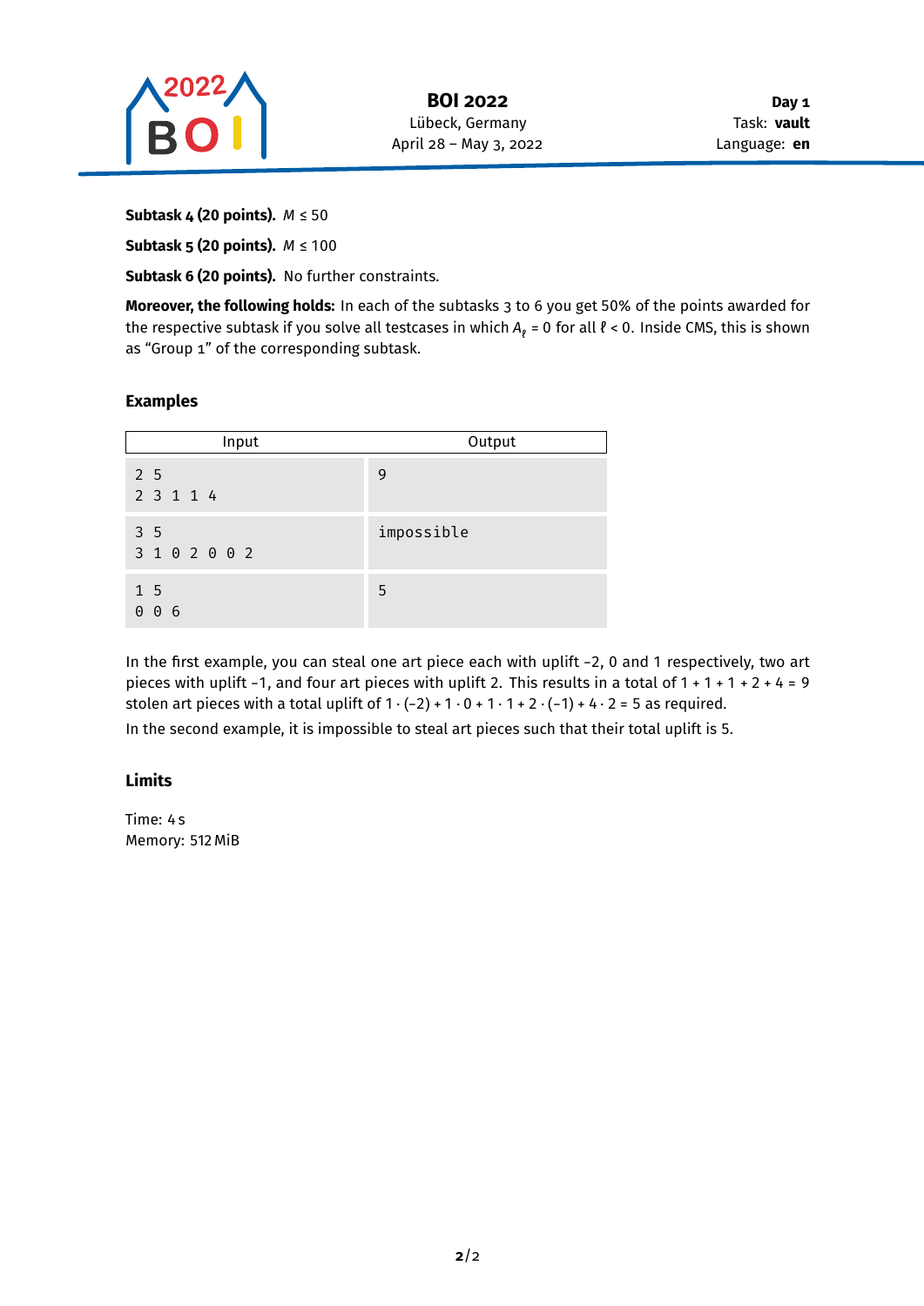**Subtask 4 (20 points).** $M \leq 50$

**Subtask 5 (20 points).** $M \leq 100$

**Subtask 6 (20 points).** No further constraints.

**Moreover, the following holds:** In each of the subtasks 3 to 6 you get 50% of the points awarded for the respective subtask if you solve all testcases in which $A_\ell = 0$ for all $\ell < 0$. Inside CMS, this is shown as “Group 1” of the corresponding subtask.

### Examples

| Input | Output |
|---|---|
| 2 5<br>2 3 1 1 4 | 9 |
| 3 5<br>3 1 0 2 0 0 2 | impossible |
| 1 5<br>0 0 6 | 5 |

In the first example, you can steal one art piece each with uplift −2, 0 and 1 respectively, two art pieces with uplift −1, and four art pieces with uplift 2. This results in a total of $1 + 1 + 1 + 2 + 4 = 9$ stolen art pieces with a total uplift of $1 \cdot (-2) + 1 \cdot 0 + 1 \cdot 1 + 2 \cdot (-1) + 4 \cdot 2 = 5$ as required.

In the second example, it is impossible to steal art pieces such that their total uplift is 5.

### Limits

Time: 4 s
Memory: 512 MiB